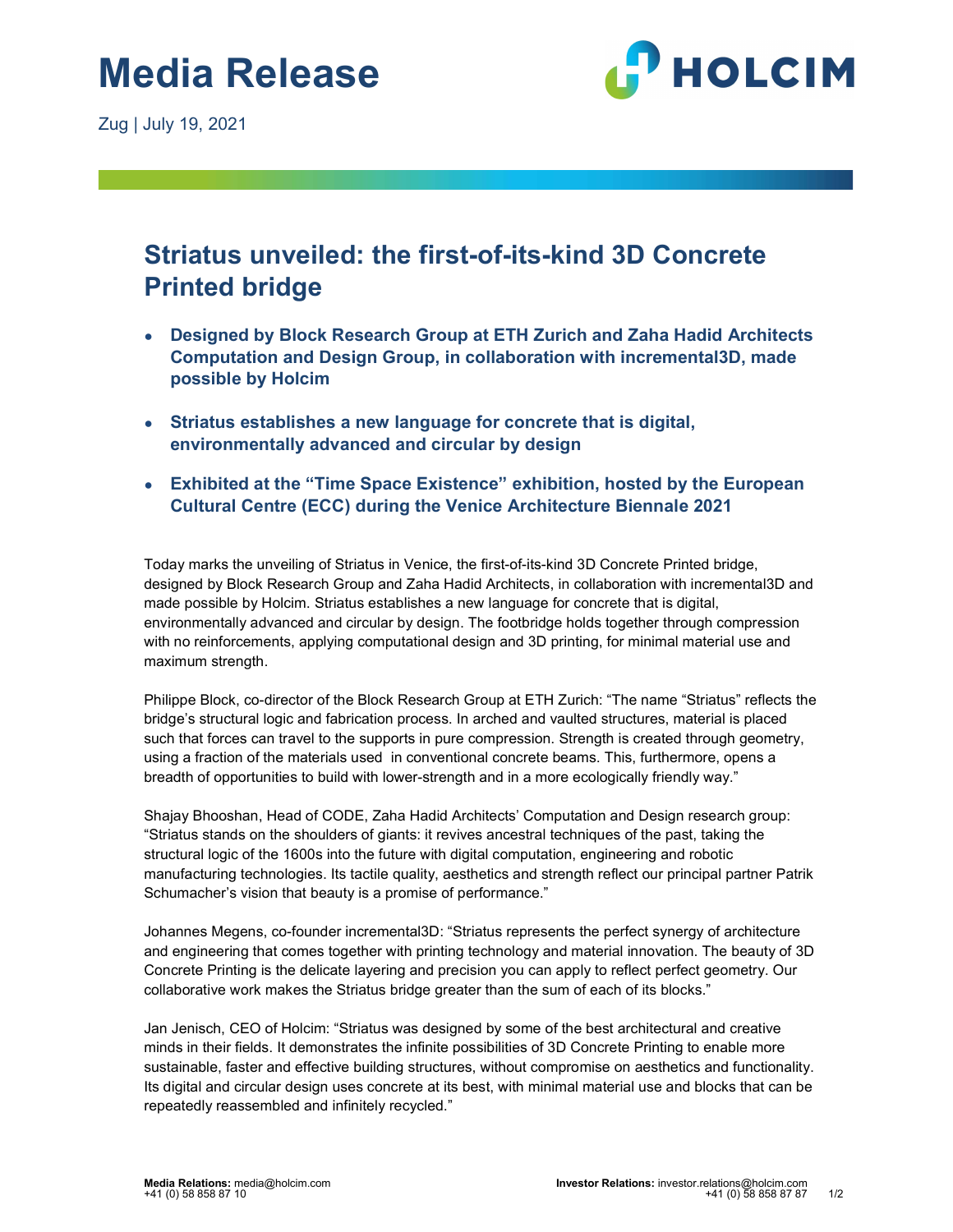# Media Release

Zug | July 19, 2021

## Striatus unveiled: the first-of-its-kind 3D Concrete Printed bridge

- **Designed by Block Research Group at ETH Zurich and Zaha Hadid Architects Computation and Design Group, in collaboration with incremental3D, made possible by Holcim**
- **Striatus establishes a new language for concrete that is digital, environmentally advanced and circular by design**
- **Exhibited at the "Time Space Existence" exhibition, hosted by the European Cultural Centre (ECC) during the Venice Architecture Biennale 2021**

Today marks the unveiling of Striatus in Venice, the first-of-its-kind 3D Concrete Printed bridge, designed by Block Research Group and Zaha Hadid Architects, in collaboration with incremental3D and made possible by Holcim. Striatus establishes a new language for concrete that is digital, environmentally advanced and circular by design. The footbridge holds together through compression with no reinforcements, applying computational design and 3D printing, for minimal material use and maximum strength.

Philippe Block, co-director of the Block Research Group at ETH Zurich: "The name "Striatus" reflects the bridge's structural logic and fabrication process. In arched and vaulted structures, material is placed such that forces can travel to the supports in pure compression. Strength is created through geometry, using a fraction of the materials used in conventional concrete beams. This, furthermore, opens a breadth of opportunities to build with lower-strength and in a more ecologically friendly way."

Shajay Bhooshan, Head of CODE, Zaha Hadid Architects' Computation and Design research group: "Striatus stands on the shoulders of giants: it revives ancestral techniques of the past, taking the structural logic of the 1600s into the future with digital computation, engineering and robotic manufacturing technologies. Its tactile quality, aesthetics and strength reflect our principal partner Patrik Schumacher's vision that beauty is a promise of performance."

Johannes Megens, co-founder incremental3D: "Striatus represents the perfect synergy of architecture and engineering that comes together with printing technology and material innovation. The beauty of 3D Concrete Printing is the delicate layering and precision you can apply to reflect perfect geometry. Our collaborative work makes the Striatus bridge greater than the sum of each of its blocks."

Jan Jenisch, CEO of Holcim: "Striatus was designed by some of the best architectural and creative minds in their fields. It demonstrates the infinite possibilities of 3D Concrete Printing to enable more sustainable, faster and effective building structures, without compromise on aesthetics and functionality. Its digital and circular design uses concrete at its best, with minimal material use and blocks that can be repeatedly reassembled and infinitely recycled."

**Media Relations:** media@holcim.com
+41 (0) 58 858 87 10

**Investor Relations:** investor.relations@holcim.com
+41 (0) 58 858 87 87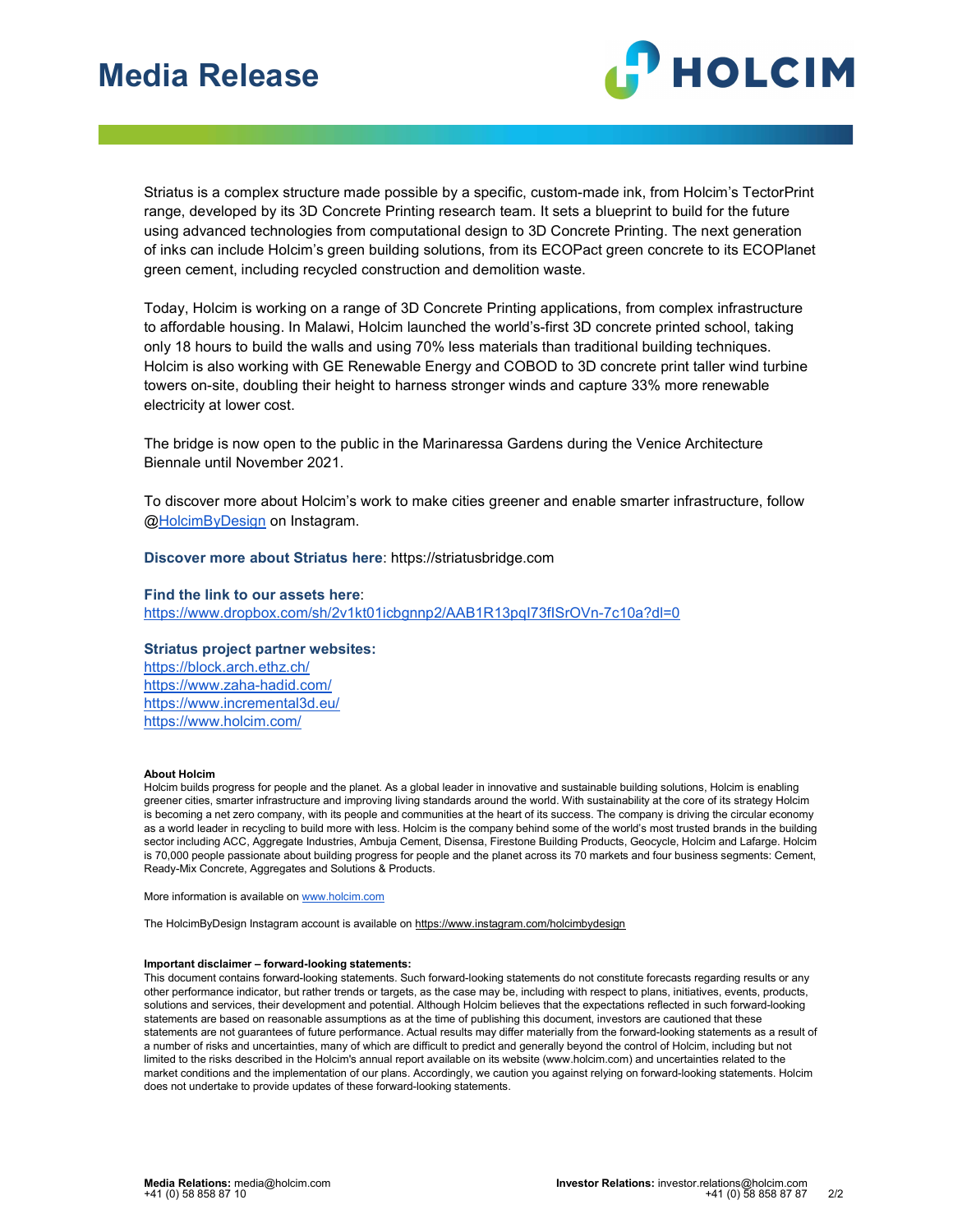Striatus is a complex structure made possible by a specific, custom-made ink, from Holcim's TectorPrint range, developed by its 3D Concrete Printing research team. It sets a blueprint to build for the future using advanced technologies from computational design to 3D Concrete Printing. The next generation of inks can include Holcim's green building solutions, from its ECOPact green concrete to its ECOPlanet green cement, including recycled construction and demolition waste.

Today, Holcim is working on a range of 3D Concrete Printing applications, from complex infrastructure to affordable housing. In Malawi, Holcim launched the world's-first 3D concrete printed school, taking only 18 hours to build the walls and using 70% less materials than traditional building techniques. Holcim is also working with GE Renewable Energy and COBOD to 3D concrete print taller wind turbine towers on-site, doubling their height to harness stronger winds and capture 33% more renewable electricity at lower cost.

The bridge is now open to the public in the Marinaressa Gardens during the Venice Architecture Biennale until November 2021.

To discover more about Holcim's work to make cities greener and enable smarter infrastructure, follow @HolcimByDesign on Instagram.

**Discover more about Striatus here**: https://striatusbridge.com

**Find the link to our assets here**:
https://www.dropbox.com/sh/2v1kt01icbgnnp2/AAB1R13pqI73flSrOVn-7c10a?dl=0

**Striatus project partner websites:**
https://block.arch.ethz.ch/
https://www.zaha-hadid.com/
https://www.incremental3d.eu/
https://www.holcim.com/

**About Holcim**
Holcim builds progress for people and the planet. As a global leader in innovative and sustainable building solutions, Holcim is enabling greener cities, smarter infrastructure and improving living standards around the world. With sustainability at the core of its strategy Holcim is becoming a net zero company, with its people and communities at the heart of its success. The company is driving the circular economy as a world leader in recycling to build more with less. Holcim is the company behind some of the world's most trusted brands in the building sector including ACC, Aggregate Industries, Ambuja Cement, Disensa, Firestone Building Products, Geocycle, Holcim and Lafarge. Holcim is 70,000 people passionate about building progress for people and the planet across its 70 markets and four business segments: Cement, Ready-Mix Concrete, Aggregates and Solutions & Products.

More information is available on www.holcim.com

The HolcimByDesign Instagram account is available on https://www.instagram.com/holcimbydesign

**Important disclaimer – forward-looking statements:**
This document contains forward-looking statements. Such forward-looking statements do not constitute forecasts regarding results or any other performance indicator, but rather trends or targets, as the case may be, including with respect to plans, initiatives, events, products, solutions and services, their development and potential. Although Holcim believes that the expectations reflected in such forward-looking statements are based on reasonable assumptions as at the time of publishing this document, investors are cautioned that these statements are not guarantees of future performance. Actual results may differ materially from the forward-looking statements as a result of a number of risks and uncertainties, many of which are difficult to predict and generally beyond the control of Holcim, including but not limited to the risks described in the Holcim's annual report available on its website (www.holcim.com) and uncertainties related to the market conditions and the implementation of our plans. Accordingly, we caution you against relying on forward-looking statements. Holcim does not undertake to provide updates of these forward-looking statements.

**Media Relations:** media@holcim.com
+41 (0) 58 858 87 10

**Investor Relations:** investor.relations@holcim.com
+41 (0) 58 858 87 87